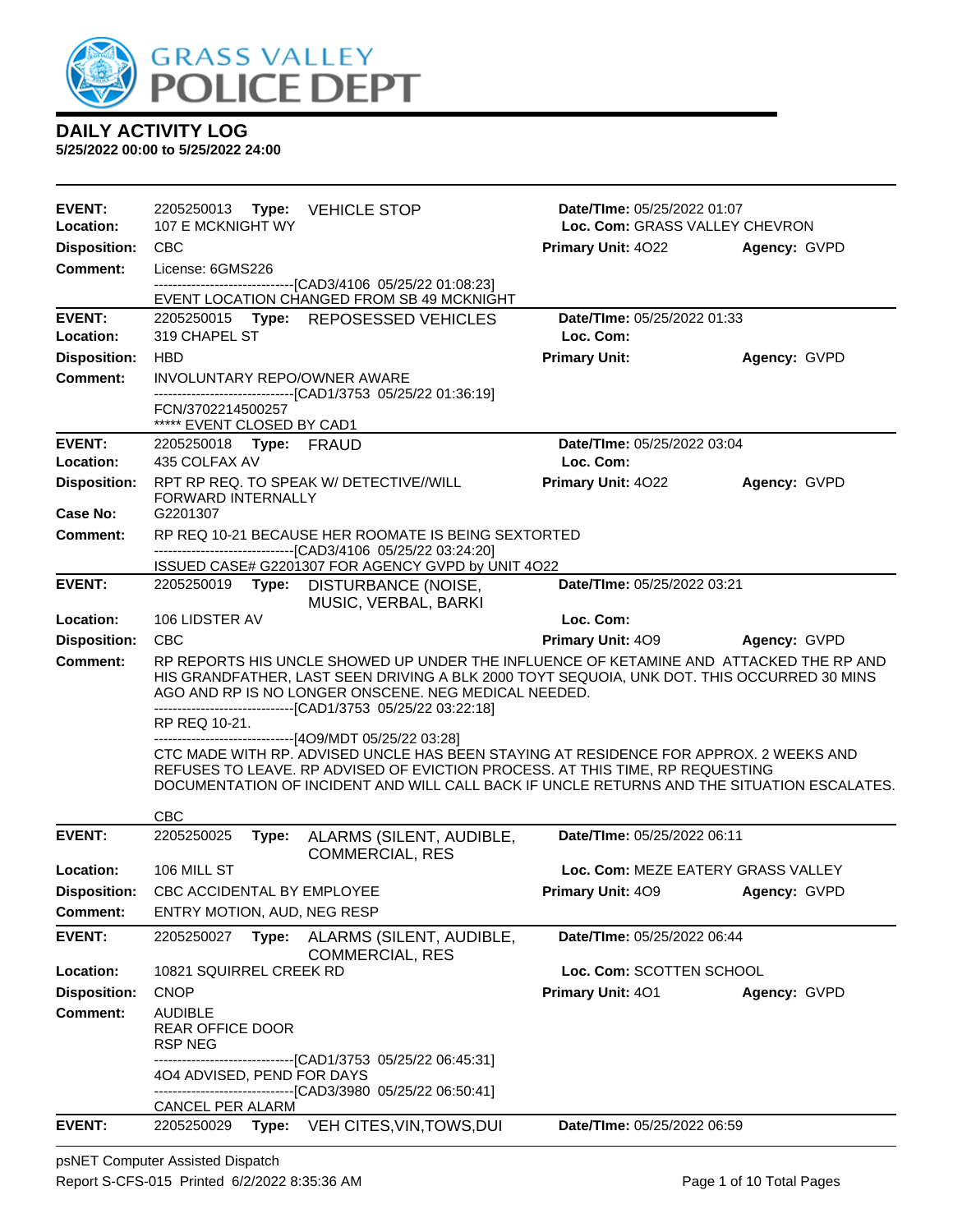# DAILY ACTIVITY LOG

**5/25/2022 00:00 to 5/25/2022 24:00**

---

**EVENT:** 2205250013 **Type:** VEHICLE STOP **Date/TIme:** 05/25/2022 01:07
**Location:** 107 E MCKNIGHT WY **Loc. Com:** GRASS VALLEY CHEVRON
**Disposition:** CBC **Primary Unit:** 4O22 **Agency:** GVPD
**Comment:** License: 6GMS226
------------------------------[CAD3/4106 05/25/22 01:08:23]
EVENT LOCATION CHANGED FROM SB 49 MCKNIGHT

---

**EVENT:** 2205250015 **Type:** REPOSESSED VEHICLES **Date/TIme:** 05/25/2022 01:33
**Location:** 319 CHAPEL ST **Loc. Com:**
**Disposition:** HBD **Primary Unit:** **Agency:** GVPD
**Comment:** INVOLUNTARY REPO/OWNER AWARE
------------------------------[CAD1/3753 05/25/22 01:36:19]
FCN/3702214500257
***** EVENT CLOSED BY CAD1

---

**EVENT:** 2205250018 **Type:** FRAUD **Date/TIme:** 05/25/2022 03:04
**Location:** 435 COLFAX AV **Loc. Com:**
**Disposition:** RPT RP REQ. TO SPEAK W/ DETECTIVE//WILL FORWARD INTERNALLY **Primary Unit:** 4O22 **Agency:** GVPD
**Case No:** G2201307
**Comment:** RP REQ 10-21 BECAUSE HER ROOMATE IS BEING SEXTORTED
------------------------------[CAD3/4106 05/25/22 03:24:20]
ISSUED CASE# G2201307 FOR AGENCY GVPD by UNIT 4O22

---

**EVENT:** 2205250019 **Type:** DISTURBANCE (NOISE, MUSIC, VERBAL, BARKI **Date/TIme:** 05/25/2022 03:21
**Location:** 106 LIDSTER AV **Loc. Com:**
**Disposition:** CBC **Primary Unit:** 4O9 **Agency:** GVPD
**Comment:** RP REPORTS HIS UNCLE SHOWED UP UNDER THE INFLUENCE OF KETAMINE AND ATTACKED THE RP AND HIS GRANDFATHER, LAST SEEN DRIVING A BLK 2000 TOYT SEQUOIA, UNK DOT. THIS OCCURRED 30 MINS AGO AND RP IS NO LONGER ONSCENE. NEG MEDICAL NEEDED.
------------------------------[CAD1/3753 05/25/22 03:22:18]
RP REQ 10-21.
------------------------------[4O9/MDT 05/25/22 03:28]
CTC MADE WITH RP. ADVISED UNCLE HAS BEEN STAYING AT RESIDENCE FOR APPROX. 2 WEEKS AND REFUSES TO LEAVE. RP ADVISED OF EVICTION PROCESS. AT THIS TIME, RP REQUESTING DOCUMENTATION OF INCIDENT AND WILL CALL BACK IF UNCLE RETURNS AND THE SITUATION ESCALATES.

CBC

---

**EVENT:** 2205250025 **Type:** ALARMS (SILENT, AUDIBLE, COMMERCIAL, RES **Date/TIme:** 05/25/2022 06:11
**Location:** 106 MILL ST **Loc. Com:** MEZE EATERY GRASS VALLEY
**Disposition:** CBC ACCIDENTAL BY EMPLOYEE **Primary Unit:** 4O9 **Agency:** GVPD
**Comment:** ENTRY MOTION, AUD, NEG RESP

---

**EVENT:** 2205250027 **Type:** ALARMS (SILENT, AUDIBLE, COMMERCIAL, RES **Date/TIme:** 05/25/2022 06:44
**Location:** 10821 SQUIRREL CREEK RD **Loc. Com:** SCOTTEN SCHOOL
**Disposition:** CNOP **Primary Unit:** 4O1 **Agency:** GVPD
**Comment:** AUDIBLE
REAR OFFICE DOOR
RSP NEG
------------------------------[CAD1/3753 05/25/22 06:45:31]
4O4 ADVISED, PEND FOR DAYS
------------------------------[CAD3/3980 05/25/22 06:50:41]
CANCEL PER ALARM

---

**EVENT:** 2205250029 **Type:** VEH CITES,VIN,TOWS,DUI **Date/TIme:** 05/25/2022 06:59

psNET Computer Assisted Dispatch
Report S-CFS-015 Printed 6/2/2022 8:35:36 AM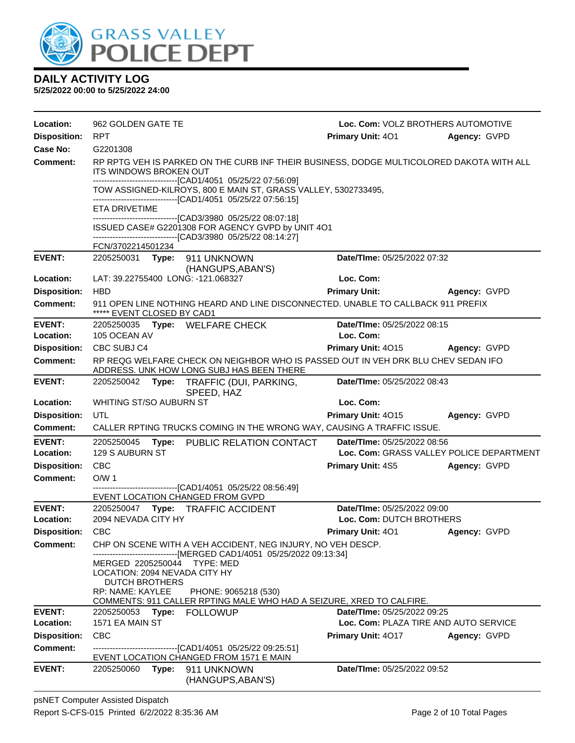# DAILY ACTIVITY LOG

**5/25/2022 00:00 to 5/25/2022 24:00**

**Location:** 962 GOLDEN GATE TE　　**Loc. Com:** VOLZ BROTHERS AUTOMOTIVE
**Disposition:** RPT　　**Primary Unit:** 4O1　　**Agency:** GVPD
**Case No:** G2201308
**Comment:** RP RPTG VEH IS PARKED ON THE CURB INF THEIR BUSINESS, DODGE MULTICOLORED DAKOTA WITH ALL ITS WINDOWS BROKEN OUT
------------------------------[CAD1/4051 05/25/22 07:56:09]
TOW ASSIGNED-KILROYS, 800 E MAIN ST, GRASS VALLEY, 5302733495,
------------------------------[CAD1/4051 05/25/22 07:56:15]
ETA DRIVETIME
------------------------------[CAD3/3980 05/25/22 08:07:18]
ISSUED CASE# G2201308 FOR AGENCY GVPD by UNIT 4O1
------------------------------[CAD3/3980 05/25/22 08:14:27]
FCN/3702214501234

---

**EVENT:** 2205250031　**Type:** 911 UNKNOWN (HANGUPS,ABAN'S)　　**Date/TIme:** 05/25/2022 07:32
**Location:** LAT: 39.22755400 LONG: -121.068327　　**Loc. Com:**
**Disposition:** HBD　　**Primary Unit:**　　**Agency:** GVPD
**Comment:** 911 OPEN LINE NOTHING HEARD AND LINE DISCONNECTED. UNABLE TO CALLBACK 911 PREFIX
***** EVENT CLOSED BY CAD1

---

**EVENT:** 2205250035　**Type:** WELFARE CHECK　　**Date/TIme:** 05/25/2022 08:15
**Location:** 105 OCEAN AV　　**Loc. Com:**
**Disposition:** CBC SUBJ C4　　**Primary Unit:** 4O15　　**Agency:** GVPD
**Comment:** RP REQG WELFARE CHECK ON NEIGHBOR WHO IS PASSED OUT IN VEH DRK BLU CHEV SEDAN IFO ADDRESS. UNK HOW LONG SUBJ HAS BEEN THERE

---

**EVENT:** 2205250042　**Type:** TRAFFIC (DUI, PARKING, SPEED, HAZ　　**Date/TIme:** 05/25/2022 08:43
**Location:** WHITING ST/SO AUBURN ST　　**Loc. Com:**
**Disposition:** UTL　　**Primary Unit:** 4O15　　**Agency:** GVPD
**Comment:** CALLER RPTING TRUCKS COMING IN THE WRONG WAY, CAUSING A TRAFFIC ISSUE.

---

**EVENT:** 2205250045　**Type:** PUBLIC RELATION CONTACT　　**Date/TIme:** 05/25/2022 08:56
**Location:** 129 S AUBURN ST　　**Loc. Com:** GRASS VALLEY POLICE DEPARTMENT
**Disposition:** CBC　　**Primary Unit:** 4S5　　**Agency:** GVPD
**Comment:** O/W 1
------------------------------[CAD1/4051 05/25/22 08:56:49]
EVENT LOCATION CHANGED FROM GVPD

---

**EVENT:** 2205250047　**Type:** TRAFFIC ACCIDENT　　**Date/TIme:** 05/25/2022 09:00
**Location:** 2094 NEVADA CITY HY　　**Loc. Com:** DUTCH BROTHERS
**Disposition:** CBC　　**Primary Unit:** 4O1　　**Agency:** GVPD
**Comment:** CHP ON SCENE WITH A VEH ACCIDENT, NEG INJURY, NO VEH DESCP.
------------------------------[MERGED CAD1/4051 05/25/2022 09:13:34]
MERGED 2205250044 TYPE: MED
LOCATION: 2094 NEVADA CITY HY
DUTCH BROTHERS
RP: NAME: KAYLEE PHONE: 9065218 (530)
COMMENTS: 911 CALLER RPTING MALE WHO HAD A SEIZURE, XRED TO CALFIRE.

---

**EVENT:** 2205250053　**Type:** FOLLOWUP　　**Date/TIme:** 05/25/2022 09:25
**Location:** 1571 EA MAIN ST　　**Loc. Com:** PLAZA TIRE AND AUTO SERVICE
**Disposition:** CBC　　**Primary Unit:** 4O17　　**Agency:** GVPD
**Comment:** ------------------------------[CAD1/4051 05/25/22 09:25:51]
EVENT LOCATION CHANGED FROM 1571 E MAIN

---

**EVENT:** 2205250060　**Type:** 911 UNKNOWN (HANGUPS,ABAN'S)　　**Date/TIme:** 05/25/2022 09:52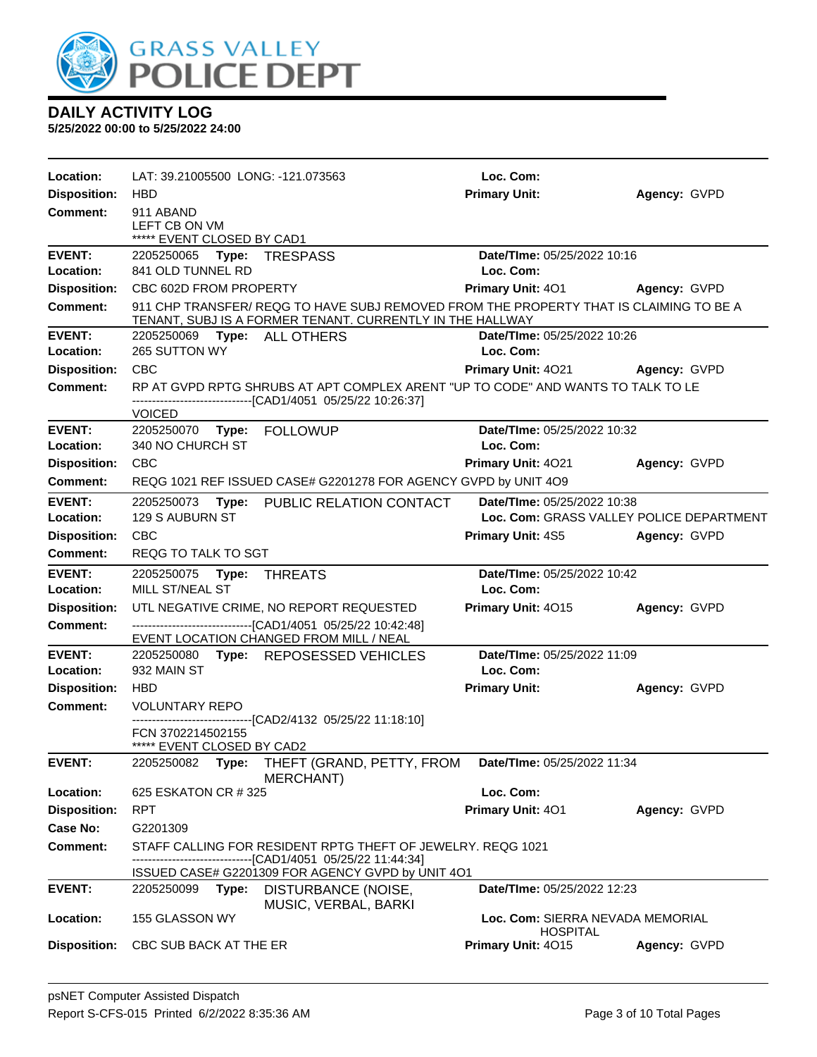# DAILY ACTIVITY LOG

**5/25/2022 00:00 to 5/25/2022 24:00**

**Location:** LAT: 39.21005500 LONG: -121.073563 **Loc. Com:**
**Disposition:** HBD **Primary Unit:** **Agency:** GVPD
**Comment:** 911 ABAND
LEFT CB ON VM
***** EVENT CLOSED BY CAD1

---

**EVENT:** 2205250065 **Type:** TRESPASS **Date/TIme:** 05/25/2022 10:16
**Location:** 841 OLD TUNNEL RD **Loc. Com:**
**Disposition:** CBC 602D FROM PROPERTY **Primary Unit:** 4O1 **Agency:** GVPD
**Comment:** 911 CHP TRANSFER/ REQG TO HAVE SUBJ REMOVED FROM THE PROPERTY THAT IS CLAIMING TO BE A TENANT, SUBJ IS A FORMER TENANT. CURRENTLY IN THE HALLWAY

---

**EVENT:** 2205250069 **Type:** ALL OTHERS **Date/TIme:** 05/25/2022 10:26
**Location:** 265 SUTTON WY **Loc. Com:**
**Disposition:** CBC **Primary Unit:** 4O21 **Agency:** GVPD
**Comment:** RP AT GVPD RPTG SHRUBS AT APT COMPLEX ARENT "UP TO CODE" AND WANTS TO TALK TO LE
------------------------------[CAD1/4051 05/25/22 10:26:37]
VOICED

---

**EVENT:** 2205250070 **Type:** FOLLOWUP **Date/TIme:** 05/25/2022 10:32
**Location:** 340 NO CHURCH ST **Loc. Com:**
**Disposition:** CBC **Primary Unit:** 4O21 **Agency:** GVPD
**Comment:** REQG 1021 REF ISSUED CASE# G2201278 FOR AGENCY GVPD by UNIT 4O9

---

**EVENT:** 2205250073 **Type:** PUBLIC RELATION CONTACT **Date/TIme:** 05/25/2022 10:38
**Location:** 129 S AUBURN ST **Loc. Com:** GRASS VALLEY POLICE DEPARTMENT
**Disposition:** CBC **Primary Unit:** 4S5 **Agency:** GVPD
**Comment:** REQG TO TALK TO SGT

---

**EVENT:** 2205250075 **Type:** THREATS **Date/TIme:** 05/25/2022 10:42
**Location:** MILL ST/NEAL ST **Loc. Com:**
**Disposition:** UTL NEGATIVE CRIME, NO REPORT REQUESTED **Primary Unit:** 4O15 **Agency:** GVPD
**Comment:** ------------------------------[CAD1/4051 05/25/22 10:42:48]
EVENT LOCATION CHANGED FROM MILL / NEAL

---

**EVENT:** 2205250080 **Type:** REPOSESSED VEHICLES **Date/TIme:** 05/25/2022 11:09
**Location:** 932 MAIN ST **Loc. Com:**
**Disposition:** HBD **Primary Unit:** **Agency:** GVPD
**Comment:** VOLUNTARY REPO
------------------------------[CAD2/4132 05/25/22 11:18:10]
FCN 3702214502155
***** EVENT CLOSED BY CAD2

---

**EVENT:** 2205250082 **Type:** THEFT (GRAND, PETTY, FROM MERCHANT) **Date/TIme:** 05/25/2022 11:34
**Location:** 625 ESKATON CR # 325 **Loc. Com:**
**Disposition:** RPT **Primary Unit:** 4O1 **Agency:** GVPD
**Case No:** G2201309
**Comment:** STAFF CALLING FOR RESIDENT RPTG THEFT OF JEWELRY. REQG 1021
------------------------------[CAD1/4051 05/25/22 11:44:34]
ISSUED CASE# G2201309 FOR AGENCY GVPD by UNIT 4O1

---

**EVENT:** 2205250099 **Type:** DISTURBANCE (NOISE, MUSIC, VERBAL, BARKI **Date/TIme:** 05/25/2022 12:23
**Location:** 155 GLASSON WY **Loc. Com:** SIERRA NEVADA MEMORIAL HOSPITAL
**Disposition:** CBC SUB BACK AT THE ER **Primary Unit:** 4O15 **Agency:** GVPD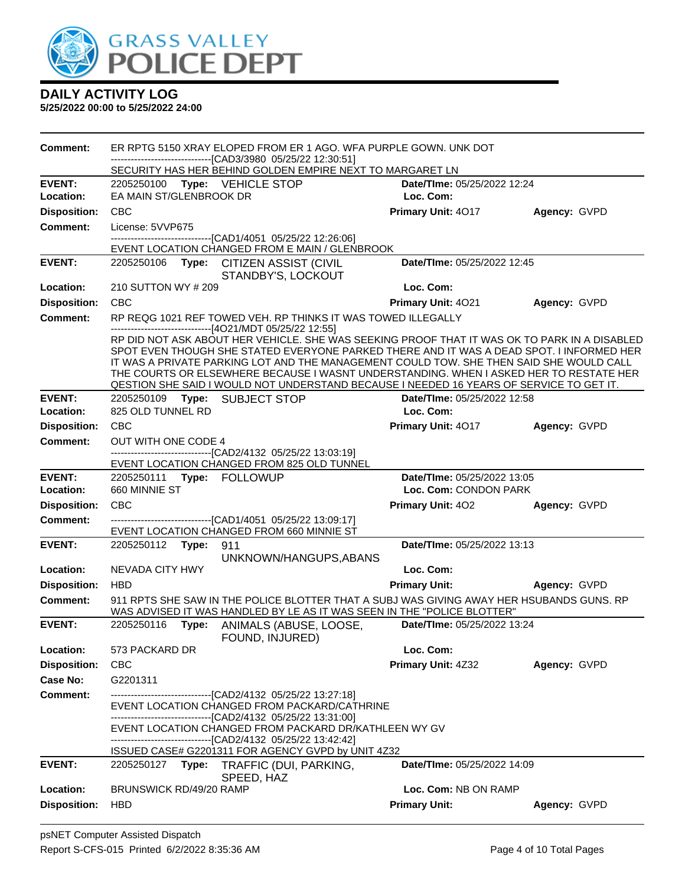# DAILY ACTIVITY LOG

**5/25/2022 00:00 to 5/25/2022 24:00**

**Comment:** ER RPTG 5150 XRAY ELOPED FROM ER 1 AGO. WFA PURPLE GOWN. UNK DOT
------------------------------[CAD3/3980 05/25/22 12:30:51]
SECURITY HAS HER BEHIND GOLDEN EMPIRE NEXT TO MARGARET LN

---

**EVENT:** 2205250100 **Type:** VEHICLE STOP **Date/TIme:** 05/25/2022 12:24
**Location:** EA MAIN ST/GLENBROOK DR **Loc. Com:**
**Disposition:** CBC **Primary Unit:** 4O17 **Agency:** GVPD
**Comment:** License: 5VVP675
------------------------------[CAD1/4051 05/25/22 12:26:06]
EVENT LOCATION CHANGED FROM E MAIN / GLENBROOK

---

**EVENT:** 2205250106 **Type:** CITIZEN ASSIST (CIVIL STANDBY'S, LOCKOUT **Date/TIme:** 05/25/2022 12:45
**Location:** 210 SUTTON WY # 209 **Loc. Com:**
**Disposition:** CBC **Primary Unit:** 4O21 **Agency:** GVPD
**Comment:** RP REQG 1021 REF TOWED VEH. RP THINKS IT WAS TOWED ILLEGALLY
------------------------------[4O21/MDT 05/25/22 12:55]
RP DID NOT ASK ABOUT HER VEHICLE. SHE WAS SEEKING PROOF THAT IT WAS OK TO PARK IN A DISABLED SPOT EVEN THOUGH SHE STATED EVERYONE PARKED THERE AND IT WAS A DEAD SPOT. I INFORMED HER IT WAS A PRIVATE PARKING LOT AND THE MANAGEMENT COULD TOW. SHE THEN SAID SHE WOULD CALL THE COURTS OR ELSEWHERE BECAUSE I WASNT UNDERSTANDING. WHEN I ASKED HER TO RESTATE HER QESTION SHE SAID I WOULD NOT UNDERSTAND BECAUSE I NEEDED 16 YEARS OF SERVICE TO GET IT.

---

**EVENT:** 2205250109 **Type:** SUBJECT STOP **Date/TIme:** 05/25/2022 12:58
**Location:** 825 OLD TUNNEL RD **Loc. Com:**
**Disposition:** CBC **Primary Unit:** 4O17 **Agency:** GVPD
**Comment:** OUT WITH ONE CODE 4
------------------------------[CAD2/4132 05/25/22 13:03:19]
EVENT LOCATION CHANGED FROM 825 OLD TUNNEL

---

**EVENT:** 2205250111 **Type:** FOLLOWUP **Date/TIme:** 05/25/2022 13:05
**Location:** 660 MINNIE ST **Loc. Com:** CONDON PARK
**Disposition:** CBC **Primary Unit:** 4O2 **Agency:** GVPD
**Comment:** ------------------------------[CAD1/4051 05/25/22 13:09:17]
EVENT LOCATION CHANGED FROM 660 MINNIE ST

---

**EVENT:** 2205250112 **Type:** 911 UNKNOWN/HANGUPS,ABANS **Date/TIme:** 05/25/2022 13:13
**Location:** NEVADA CITY HWY **Loc. Com:**
**Disposition:** HBD **Primary Unit:** **Agency:** GVPD
**Comment:** 911 RPTS SHE SAW IN THE POLICE BLOTTER THAT A SUBJ WAS GIVING AWAY HER HSUBANDS GUNS. RP WAS ADVISED IT WAS HANDLED BY LE AS IT WAS SEEN IN THE "POLICE BLOTTER"

---

**EVENT:** 2205250116 **Type:** ANIMALS (ABUSE, LOOSE, FOUND, INJURED) **Date/TIme:** 05/25/2022 13:24
**Location:** 573 PACKARD DR **Loc. Com:**
**Disposition:** CBC **Primary Unit:** 4Z32 **Agency:** GVPD
**Case No:** G2201311
**Comment:** ------------------------------[CAD2/4132 05/25/22 13:27:18]
EVENT LOCATION CHANGED FROM PACKARD/CATHRINE
------------------------------[CAD2/4132 05/25/22 13:31:00]
EVENT LOCATION CHANGED FROM PACKARD DR/KATHLEEN WY GV
------------------------------[CAD2/4132 05/25/22 13:42:42]
ISSUED CASE# G2201311 FOR AGENCY GVPD by UNIT 4Z32

---

**EVENT:** 2205250127 **Type:** TRAFFIC (DUI, PARKING, SPEED, HAZ **Date/TIme:** 05/25/2022 14:09
**Location:** BRUNSWICK RD/49/20 RAMP **Loc. Com:** NB ON RAMP
**Disposition:** HBD **Primary Unit:** **Agency:** GVPD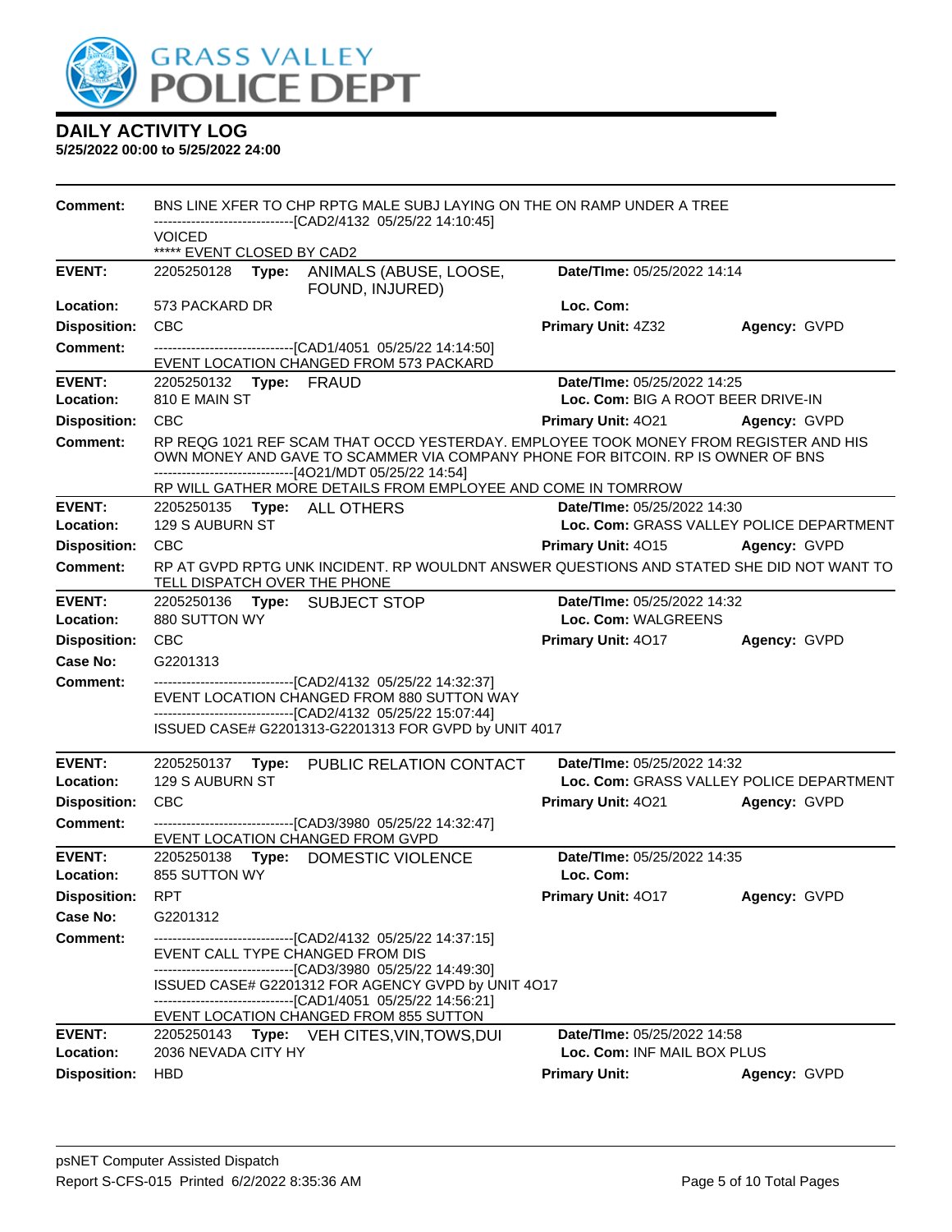# DAILY ACTIVITY LOG

**5/25/2022 00:00 to 5/25/2022 24:00**

**Comment:** BNS LINE XFER TO CHP RPTG MALE SUBJ LAYING ON THE ON RAMP UNDER A TREE
------------------------------[CAD2/4132 05/25/22 14:10:45]
VOICED
***** EVENT CLOSED BY CAD2

---

**EVENT:** 2205250128 **Type:** ANIMALS (ABUSE, LOOSE, FOUND, INJURED) **Date/TIme:** 05/25/2022 14:14
**Location:** 573 PACKARD DR **Loc. Com:**
**Disposition:** CBC **Primary Unit:** 4Z32 **Agency:** GVPD
**Comment:** ------------------------------[CAD1/4051 05/25/22 14:14:50]
EVENT LOCATION CHANGED FROM 573 PACKARD

---

**EVENT:** 2205250132 **Type:** FRAUD **Date/TIme:** 05/25/2022 14:25
**Location:** 810 E MAIN ST **Loc. Com:** BIG A ROOT BEER DRIVE-IN
**Disposition:** CBC **Primary Unit:** 4O21 **Agency:** GVPD
**Comment:** RP REQG 1021 REF SCAM THAT OCCD YESTERDAY. EMPLOYEE TOOK MONEY FROM REGISTER AND HIS OWN MONEY AND GAVE TO SCAMMER VIA COMPANY PHONE FOR BITCOIN. RP IS OWNER OF BNS
------------------------------[4O21/MDT 05/25/22 14:54]
RP WILL GATHER MORE DETAILS FROM EMPLOYEE AND COME IN TOMROW

---

**EVENT:** 2205250135 **Type:** ALL OTHERS **Date/TIme:** 05/25/2022 14:30
**Location:** 129 S AUBURN ST **Loc. Com:** GRASS VALLEY POLICE DEPARTMENT
**Disposition:** CBC **Primary Unit:** 4O15 **Agency:** GVPD
**Comment:** RP AT GVPD RPTG UNK INCIDENT. RP WOULDNT ANSWER QUESTIONS AND STATED SHE DID NOT WANT TO TELL DISPATCH OVER THE PHONE

---

**EVENT:** 2205250136 **Type:** SUBJECT STOP **Date/TIme:** 05/25/2022 14:32
**Location:** 880 SUTTON WY **Loc. Com:** WALGREENS
**Disposition:** CBC **Primary Unit:** 4O17 **Agency:** GVPD
**Case No:** G2201313
**Comment:** ------------------------------[CAD2/4132 05/25/22 14:32:37]
EVENT LOCATION CHANGED FROM 880 SUTTON WAY
------------------------------[CAD2/4132 05/25/22 15:07:44]
ISSUED CASE# G2201313-G2201313 FOR GVPD by UNIT 4017

---

**EVENT:** 2205250137 **Type:** PUBLIC RELATION CONTACT **Date/TIme:** 05/25/2022 14:32
**Location:** 129 S AUBURN ST **Loc. Com:** GRASS VALLEY POLICE DEPARTMENT
**Disposition:** CBC **Primary Unit:** 4O21 **Agency:** GVPD
**Comment:** ------------------------------[CAD3/3980 05/25/22 14:32:47]
EVENT LOCATION CHANGED FROM GVPD

---

**EVENT:** 2205250138 **Type:** DOMESTIC VIOLENCE **Date/TIme:** 05/25/2022 14:35
**Location:** 855 SUTTON WY **Loc. Com:**
**Disposition:** RPT **Primary Unit:** 4O17 **Agency:** GVPD
**Case No:** G2201312
**Comment:** ------------------------------[CAD2/4132 05/25/22 14:37:15]
EVENT CALL TYPE CHANGED FROM DIS
------------------------------[CAD3/3980 05/25/22 14:49:30]
ISSUED CASE# G2201312 FOR AGENCY GVPD by UNIT 4O17
------------------------------[CAD1/4051 05/25/22 14:56:21]
EVENT LOCATION CHANGED FROM 855 SUTTON

---

**EVENT:** 2205250143 **Type:** VEH CITES,VIN,TOWS,DUI **Date/TIme:** 05/25/2022 14:58
**Location:** 2036 NEVADA CITY HY **Loc. Com:** INF MAIL BOX PLUS
**Disposition:** HBD **Primary Unit:** **Agency:** GVPD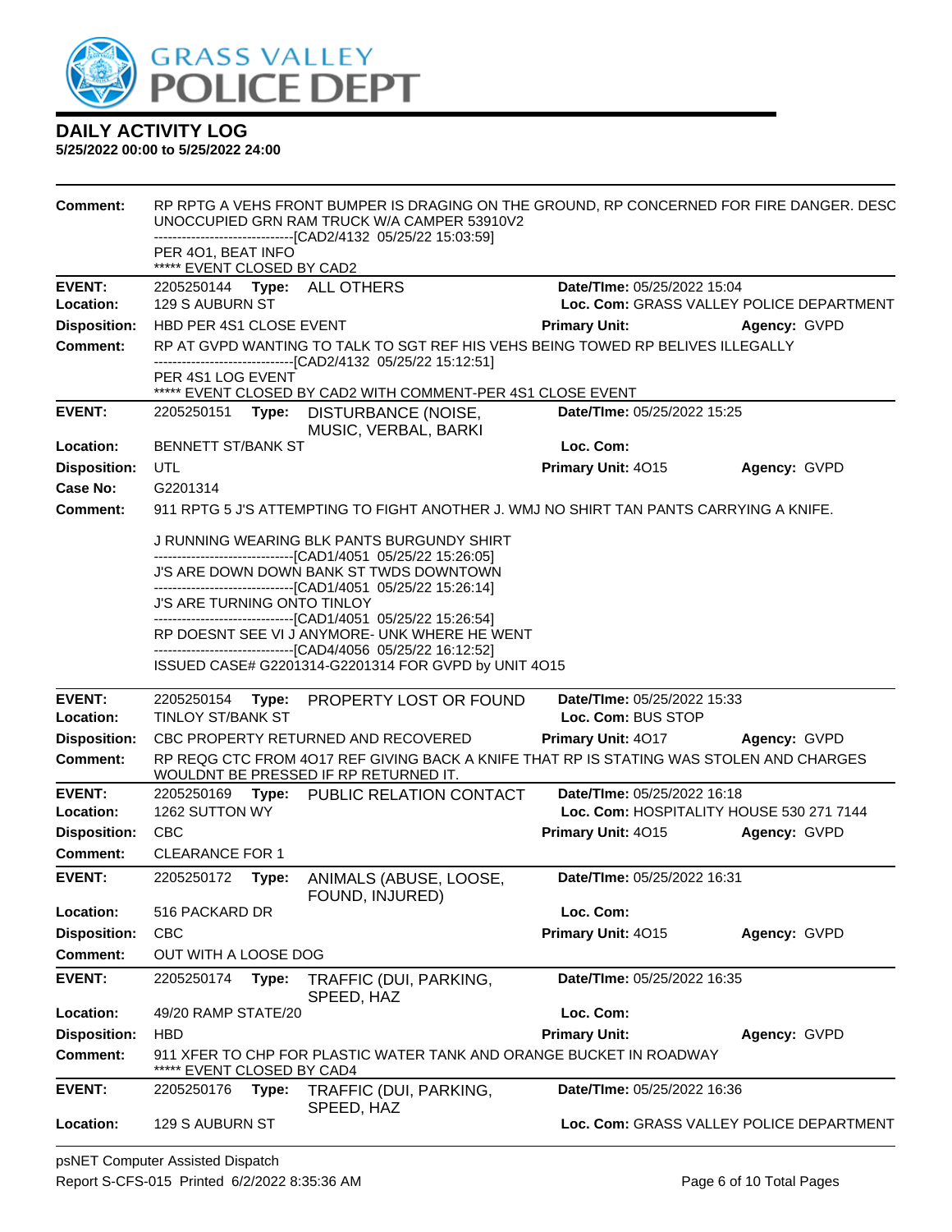**GRASS VALLEY POLICE DEPT**

## DAILY ACTIVITY LOG

**5/25/2022 00:00 to 5/25/2022 24:00**

**Comment:** RP RPTG A VEHS FRONT BUMPER IS DRAGING ON THE GROUND, RP CONCERNED FOR FIRE DANGER. DESC UNOCCUPIED GRN RAM TRUCK W/A CAMPER 53910V2
------------------------------[CAD2/4132 05/25/22 15:03:59]
PER 4O1, BEAT INFO
***** EVENT CLOSED BY CAD2

---

**EVENT:** 2205250144 **Type:** ALL OTHERS **Date/TIme:** 05/25/2022 15:04
**Location:** 129 S AUBURN ST **Loc. Com:** GRASS VALLEY POLICE DEPARTMENT
**Disposition:** HBD PER 4S1 CLOSE EVENT **Primary Unit:** **Agency:** GVPD
**Comment:** RP AT GVPD WANTING TO TALK TO SGT REF HIS VEHS BEING TOWED RP BELIVES ILLEGALLY
------------------------------[CAD2/4132 05/25/22 15:12:51]
PER 4S1 LOG EVENT
***** EVENT CLOSED BY CAD2 WITH COMMENT-PER 4S1 CLOSE EVENT

---

**EVENT:** 2205250151 **Type:** DISTURBANCE (NOISE, MUSIC, VERBAL, BARKI **Date/TIme:** 05/25/2022 15:25
**Location:** BENNETT ST/BANK ST **Loc. Com:**
**Disposition:** UTL **Primary Unit:** 4O15 **Agency:** GVPD
**Case No:** G2201314
**Comment:** 911 RPTG 5 J'S ATTEMPTING TO FIGHT ANOTHER J. WMJ NO SHIRT TAN PANTS CARRYING A KNIFE.

J RUNNING WEARING BLK PANTS BURGUNDY SHIRT
------------------------------[CAD1/4051 05/25/22 15:26:05]
J'S ARE DOWN DOWN BANK ST TWDS DOWNTOWN
------------------------------[CAD1/4051 05/25/22 15:26:14]
J'S ARE TURNING ONTO TINLOY
------------------------------[CAD1/4051 05/25/22 15:26:54]
RP DOESNT SEE VI J ANYMORE- UNK WHERE HE WENT
------------------------------[CAD4/4056 05/25/22 16:12:52]
ISSUED CASE# G2201314-G2201314 FOR GVPD by UNIT 4O15

---

**EVENT:** 2205250154 **Type:** PROPERTY LOST OR FOUND **Date/TIme:** 05/25/2022 15:33
**Location:** TINLOY ST/BANK ST **Loc. Com:** BUS STOP
**Disposition:** CBC PROPERTY RETURNED AND RECOVERED **Primary Unit:** 4O17 **Agency:** GVPD
**Comment:** RP REQG CTC FROM 4O17 REF GIVING BACK A KNIFE THAT RP IS STATING WAS STOLEN AND CHARGES WOULDNT BE PRESSED IF RP RETURNED IT.

---

**EVENT:** 2205250169 **Type:** PUBLIC RELATION CONTACT **Date/TIme:** 05/25/2022 16:18
**Location:** 1262 SUTTON WY **Loc. Com:** HOSPITALITY HOUSE 530 271 7144
**Disposition:** CBC **Primary Unit:** 4O15 **Agency:** GVPD
**Comment:** CLEARANCE FOR 1

---

**EVENT:** 2205250172 **Type:** ANIMALS (ABUSE, LOOSE, FOUND, INJURED) **Date/TIme:** 05/25/2022 16:31
**Location:** 516 PACKARD DR **Loc. Com:**
**Disposition:** CBC **Primary Unit:** 4O15 **Agency:** GVPD
**Comment:** OUT WITH A LOOSE DOG

---

**EVENT:** 2205250174 **Type:** TRAFFIC (DUI, PARKING, SPEED, HAZ **Date/TIme:** 05/25/2022 16:35
**Location:** 49/20 RAMP STATE/20 **Loc. Com:**
**Disposition:** HBD **Primary Unit:** **Agency:** GVPD
**Comment:** 911 XFER TO CHP FOR PLASTIC WATER TANK AND ORANGE BUCKET IN ROADWAY
***** EVENT CLOSED BY CAD4

---

**EVENT:** 2205250176 **Type:** TRAFFIC (DUI, PARKING, SPEED, HAZ **Date/TIme:** 05/25/2022 16:36
**Location:** 129 S AUBURN ST **Loc. Com:** GRASS VALLEY POLICE DEPARTMENT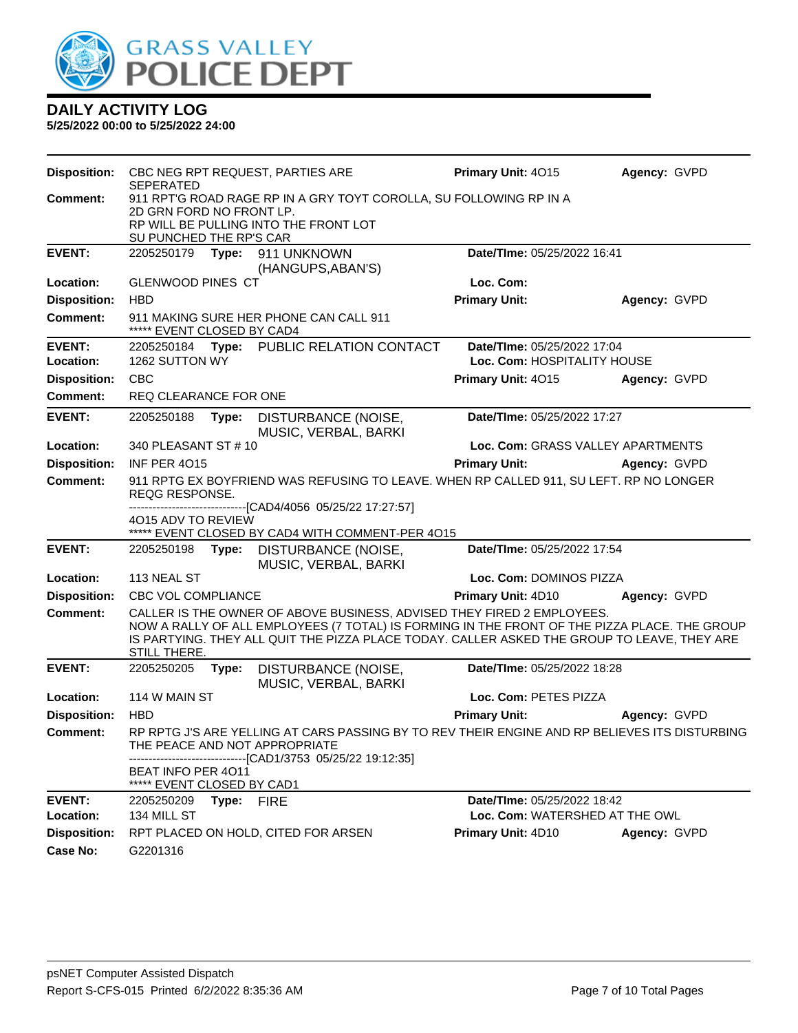# DAILY ACTIVITY LOG

**5/25/2022 00:00 to 5/25/2022 24:00**

**Disposition:** CBC NEG RPT REQUEST, PARTIES ARE SEPERATED | **Primary Unit:** 4O15 | **Agency:** GVPD

**Comment:** 911 RPT'G ROAD RAGE RP IN A GRY TOYT COROLLA, SU FOLLOWING RP IN A 2D GRN FORD NO FRONT LP.
RP WILL BE PULLING INTO THE FRONT LOT
SU PUNCHED THE RP'S CAR

---

**EVENT:** 2205250179 **Type:** 911 UNKNOWN (HANGUPS,ABAN'S) | **Date/TIme:** 05/25/2022 16:41

**Location:** GLENWOOD PINES CT | **Loc. Com:**

**Disposition:** HBD | **Primary Unit:** | **Agency:** GVPD

**Comment:** 911 MAKING SURE HER PHONE CAN CALL 911
***** EVENT CLOSED BY CAD4

---

**EVENT:** 2205250184 **Type:** PUBLIC RELATION CONTACT | **Date/TIme:** 05/25/2022 17:04

**Location:** 1262 SUTTON WY | **Loc. Com:** HOSPITALITY HOUSE

**Disposition:** CBC | **Primary Unit:** 4O15 | **Agency:** GVPD

**Comment:** REQ CLEARANCE FOR ONE

---

**EVENT:** 2205250188 **Type:** DISTURBANCE (NOISE, MUSIC, VERBAL, BARKI | **Date/TIme:** 05/25/2022 17:27

**Location:** 340 PLEASANT ST # 10 | **Loc. Com:** GRASS VALLEY APARTMENTS

**Disposition:** INF PER 4O15 | **Primary Unit:** | **Agency:** GVPD

**Comment:** 911 RPTG EX BOYFRIEND WAS REFUSING TO LEAVE. WHEN RP CALLED 911, SU LEFT. RP NO LONGER REQG RESPONSE.
------------------------------[CAD4/4056 05/25/22 17:27:57]
4O15 ADV TO REVIEW
***** EVENT CLOSED BY CAD4 WITH COMMENT-PER 4O15

---

**EVENT:** 2205250198 **Type:** DISTURBANCE (NOISE, MUSIC, VERBAL, BARKI | **Date/TIme:** 05/25/2022 17:54

**Location:** 113 NEAL ST | **Loc. Com:** DOMINOS PIZZA

**Disposition:** CBC VOL COMPLIANCE | **Primary Unit:** 4D10 | **Agency:** GVPD

**Comment:** CALLER IS THE OWNER OF ABOVE BUSINESS, ADVISED THEY FIRED 2 EMPLOYEES.
NOW A RALLY OF ALL EMPLOYEES (7 TOTAL) IS FORMING IN THE FRONT OF THE PIZZA PLACE. THE GROUP IS PARTYING. THEY ALL QUIT THE PIZZA PLACE TODAY. CALLER ASKED THE GROUP TO LEAVE, THEY ARE STILL THERE.

---

**EVENT:** 2205250205 **Type:** DISTURBANCE (NOISE, MUSIC, VERBAL, BARKI | **Date/TIme:** 05/25/2022 18:28

**Location:** 114 W MAIN ST | **Loc. Com:** PETES PIZZA

**Disposition:** HBD | **Primary Unit:** | **Agency:** GVPD

**Comment:** RP RPTG J'S ARE YELLING AT CARS PASSING BY TO REV THEIR ENGINE AND RP BELIEVES ITS DISTURBING THE PEACE AND NOT APPROPRIATE
------------------------------[CAD1/3753 05/25/22 19:12:35]
BEAT INFO PER 4O11
***** EVENT CLOSED BY CAD1

---

**EVENT:** 2205250209 **Type:** FIRE | **Date/TIme:** 05/25/2022 18:42

**Location:** 134 MILL ST | **Loc. Com:** WATERSHED AT THE OWL

**Disposition:** RPT PLACED ON HOLD, CITED FOR ARSEN | **Primary Unit:** 4D10 | **Agency:** GVPD

**Case No:** G2201316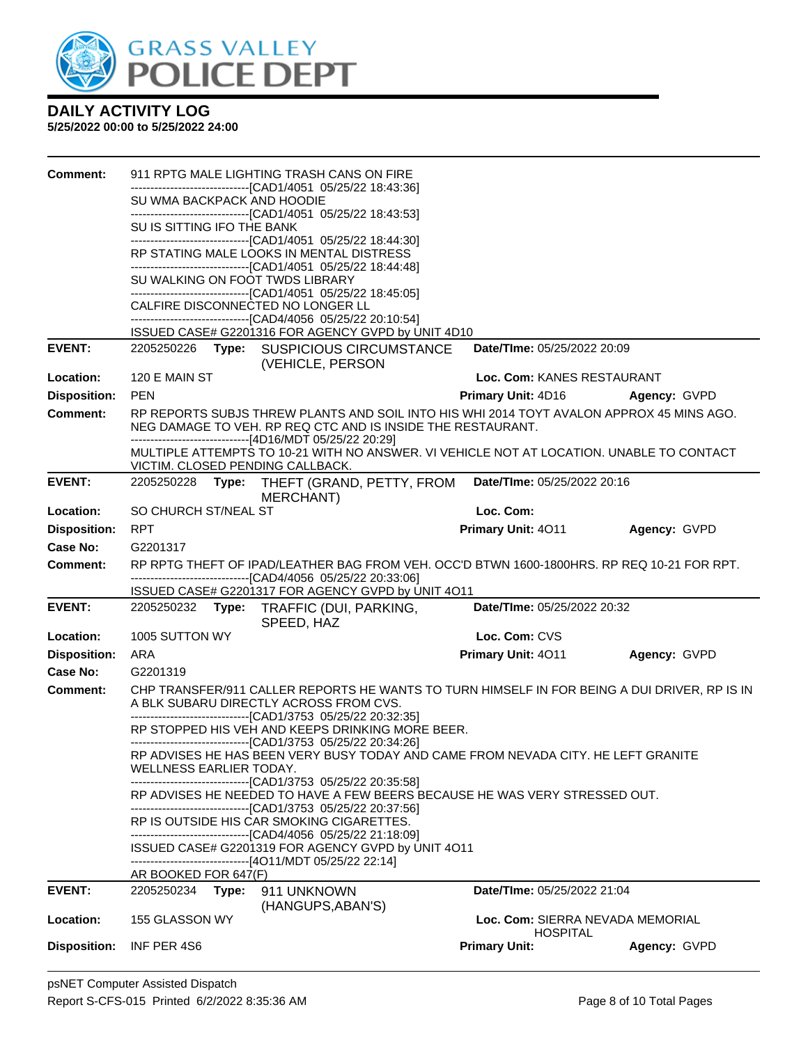# DAILY ACTIVITY LOG

**5/25/2022 00:00 to 5/25/2022 24:00**

**Comment:** 911 RPTG MALE LIGHTING TRASH CANS ON FIRE
------------------------------[CAD1/4051 05/25/22 18:43:36]
SU WMA BACKPACK AND HOODIE
------------------------------[CAD1/4051 05/25/22 18:43:53]
SU IS SITTING IFO THE BANK
------------------------------[CAD1/4051 05/25/22 18:44:30]
RP STATING MALE LOOKS IN MENTAL DISTRESS
------------------------------[CAD1/4051 05/25/22 18:44:48]
SU WALKING ON FOOT TWDS LIBRARY
------------------------------[CAD1/4051 05/25/22 18:45:05]
CALFIRE DISCONNECTED NO LONGER LL
------------------------------[CAD4/4056 05/25/22 20:10:54]
ISSUED CASE# G2201316 FOR AGENCY GVPD by UNIT 4D10

---

**EVENT:** 2205250226 **Type:** SUSPICIOUS CIRCUMSTANCE (VEHICLE, PERSON **Date/TIme:** 05/25/2022 20:09

**Location:** 120 E MAIN ST **Loc. Com:** KANES RESTAURANT

**Disposition:** PEN **Primary Unit:** 4D16 **Agency:** GVPD

**Comment:** RP REPORTS SUBJS THREW PLANTS AND SOIL INTO HIS WHI 2014 TOYT AVALON APPROX 45 MINS AGO. NEG DAMAGE TO VEH. RP REQ CTC AND IS INSIDE THE RESTAURANT.
------------------------------[4D16/MDT 05/25/22 20:29]
MULTIPLE ATTEMPTS TO 10-21 WITH NO ANSWER. VI VEHICLE NOT AT LOCATION. UNABLE TO CONTACT VICTIM. CLOSED PENDING CALLBACK.

---

**EVENT:** 2205250228 **Type:** THEFT (GRAND, PETTY, FROM MERCHANT) **Date/TIme:** 05/25/2022 20:16

**Location:** SO CHURCH ST/NEAL ST **Loc. Com:**

**Disposition:** RPT **Primary Unit:** 4O11 **Agency:** GVPD

**Case No:** G2201317

**Comment:** RP RPTG THEFT OF IPAD/LEATHER BAG FROM VEH. OCC'D BTWN 1600-1800HRS. RP REQ 10-21 FOR RPT.
------------------------------[CAD4/4056 05/25/22 20:33:06]
ISSUED CASE# G2201317 FOR AGENCY GVPD by UNIT 4O11

---

**EVENT:** 2205250232 **Type:** TRAFFIC (DUI, PARKING, SPEED, HAZ **Date/TIme:** 05/25/2022 20:32

**Location:** 1005 SUTTON WY **Loc. Com:** CVS

**Disposition:** ARA **Primary Unit:** 4O11 **Agency:** GVPD

**Case No:** G2201319

**Comment:** CHP TRANSFER/911 CALLER REPORTS HE WANTS TO TURN HIMSELF IN FOR BEING A DUI DRIVER, RP IS IN A BLK SUBARU DIRECTLY ACROSS FROM CVS.
------------------------------[CAD1/3753 05/25/22 20:32:35]
RP STOPPED HIS VEH AND KEEPS DRINKING MORE BEER.
------------------------------[CAD1/3753 05/25/22 20:34:26]
RP ADVISES HE HAS BEEN VERY BUSY TODAY AND CAME FROM NEVADA CITY. HE LEFT GRANITE WELLNESS EARLIER TODAY.
------------------------------[CAD1/3753 05/25/22 20:35:58]
RP ADVISES HE NEEDED TO HAVE A FEW BEERS BECAUSE HE WAS VERY STRESSED OUT.
------------------------------[CAD1/3753 05/25/22 20:37:56]
RP IS OUTSIDE HIS CAR SMOKING CIGARETTES.
------------------------------[CAD4/4056 05/25/22 21:18:09]
ISSUED CASE# G2201319 FOR AGENCY GVPD by UNIT 4O11
------------------------------[4O11/MDT 05/25/22 22:14]
AR BOOKED FOR 647(F)

---

**EVENT:** 2205250234 **Type:** 911 UNKNOWN (HANGUPS,ABAN'S) **Date/TIme:** 05/25/2022 21:04

**Location:** 155 GLASSON WY **Loc. Com:** SIERRA NEVADA MEMORIAL HOSPITAL

**Disposition:** INF PER 4S6 **Primary Unit:** **Agency:** GVPD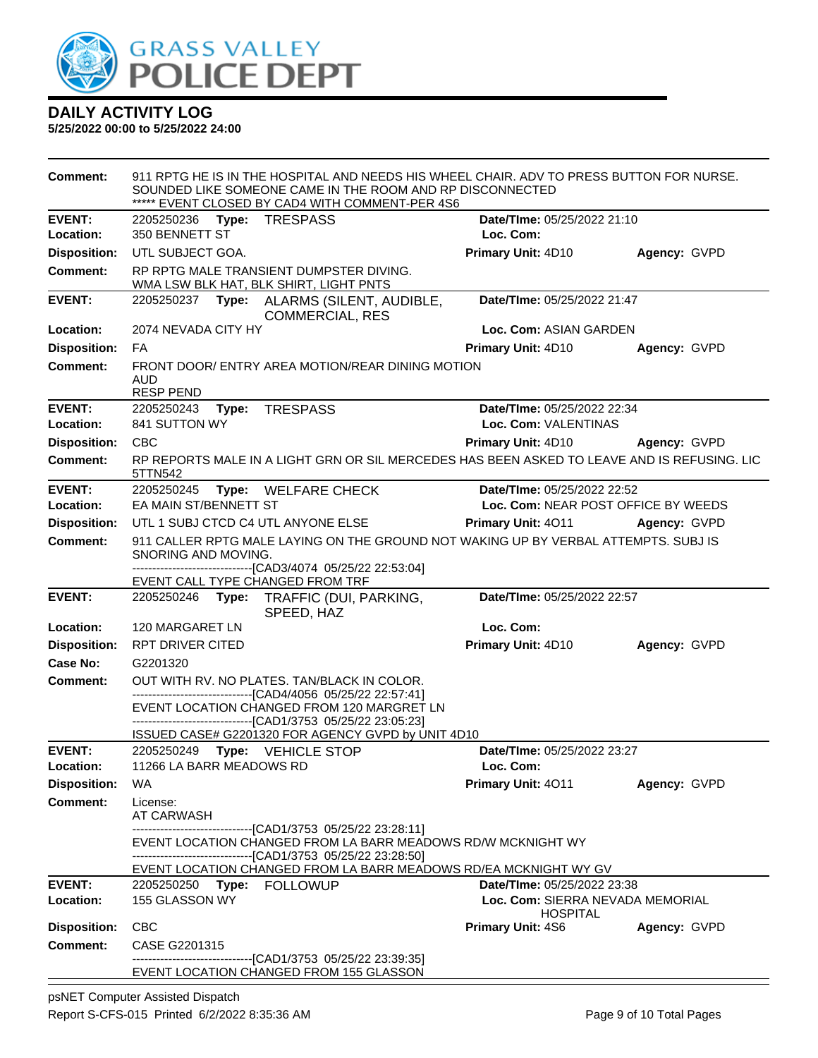# DAILY ACTIVITY LOG

**5/25/2022 00:00 to 5/25/2022 24:00**

**Comment:** 911 RPTG HE IS IN THE HOSPITAL AND NEEDS HIS WHEEL CHAIR. ADV TO PRESS BUTTON FOR NURSE. SOUNDED LIKE SOMEONE CAME IN THE ROOM AND RP DISCONNECTED
***** EVENT CLOSED BY CAD4 WITH COMMENT-PER 4S6

---

**EVENT:** 2205250236 **Type:** TRESPASS **Date/TIme:** 05/25/2022 21:10
**Location:** 350 BENNETT ST **Loc. Com:**
**Disposition:** UTL SUBJECT GOA. **Primary Unit:** 4D10 **Agency:** GVPD
**Comment:** RP RPTG MALE TRANSIENT DUMPSTER DIVING.
WMA LSW BLK HAT, BLK SHIRT, LIGHT PNTS

---

**EVENT:** 2205250237 **Type:** ALARMS (SILENT, AUDIBLE, COMMERCIAL, RES **Date/TIme:** 05/25/2022 21:47
**Location:** 2074 NEVADA CITY HY **Loc. Com:** ASIAN GARDEN
**Disposition:** FA **Primary Unit:** 4D10 **Agency:** GVPD
**Comment:** FRONT DOOR/ ENTRY AREA MOTION/REAR DINING MOTION
AUD
RESP PEND

---

**EVENT:** 2205250243 **Type:** TRESPASS **Date/TIme:** 05/25/2022 22:34
**Location:** 841 SUTTON WY **Loc. Com:** VALENTINAS
**Disposition:** CBC **Primary Unit:** 4D10 **Agency:** GVPD
**Comment:** RP REPORTS MALE IN A LIGHT GRN OR SIL MERCEDES HAS BEEN ASKED TO LEAVE AND IS REFUSING. LIC 5TTN542

---

**EVENT:** 2205250245 **Type:** WELFARE CHECK **Date/TIme:** 05/25/2022 22:52
**Location:** EA MAIN ST/BENNETT ST **Loc. Com:** NEAR POST OFFICE BY WEEDS
**Disposition:** UTL 1 SUBJ CTCD C4 UTL ANYONE ELSE **Primary Unit:** 4O11 **Agency:** GVPD
**Comment:** 911 CALLER RPTG MALE LAYING ON THE GROUND NOT WAKING UP BY VERBAL ATTEMPTS. SUBJ IS SNORING AND MOVING.
------------------------------[CAD3/4074 05/25/22 22:53:04]
EVENT CALL TYPE CHANGED FROM TRF

---

**EVENT:** 2205250246 **Type:** TRAFFIC (DUI, PARKING, SPEED, HAZ **Date/TIme:** 05/25/2022 22:57
**Location:** 120 MARGARET LN **Loc. Com:**
**Disposition:** RPT DRIVER CITED **Primary Unit:** 4D10 **Agency:** GVPD
**Case No:** G2201320
**Comment:** OUT WITH RV. NO PLATES. TAN/BLACK IN COLOR.
------------------------------[CAD4/4056 05/25/22 22:57:41]
EVENT LOCATION CHANGED FROM 120 MARGRET LN
------------------------------[CAD1/3753 05/25/22 23:05:23]
ISSUED CASE# G2201320 FOR AGENCY GVPD by UNIT 4D10

---

**EVENT:** 2205250249 **Type:** VEHICLE STOP **Date/TIme:** 05/25/2022 23:27
**Location:** 11266 LA BARR MEADOWS RD **Loc. Com:**
**Disposition:** WA **Primary Unit:** 4O11 **Agency:** GVPD
**Comment:** License:
AT CARWASH
------------------------------[CAD1/3753 05/25/22 23:28:11]
EVENT LOCATION CHANGED FROM LA BARR MEADOWS RD/W MCKNIGHT WY
------------------------------[CAD1/3753 05/25/22 23:28:50]
EVENT LOCATION CHANGED FROM LA BARR MEADOWS RD/EA MCKNIGHT WY GV

---

**EVENT:** 2205250250 **Type:** FOLLOWUP **Date/TIme:** 05/25/2022 23:38
**Location:** 155 GLASSON WY **Loc. Com:** SIERRA NEVADA MEMORIAL HOSPITAL
**Disposition:** CBC **Primary Unit:** 4S6 **Agency:** GVPD
**Comment:** CASE G2201315
------------------------------[CAD1/3753 05/25/22 23:39:35]
EVENT LOCATION CHANGED FROM 155 GLASSON

---

psNET Computer Assisted Dispatch
Report S-CFS-015 Printed 6/2/2022 8:35:36 AM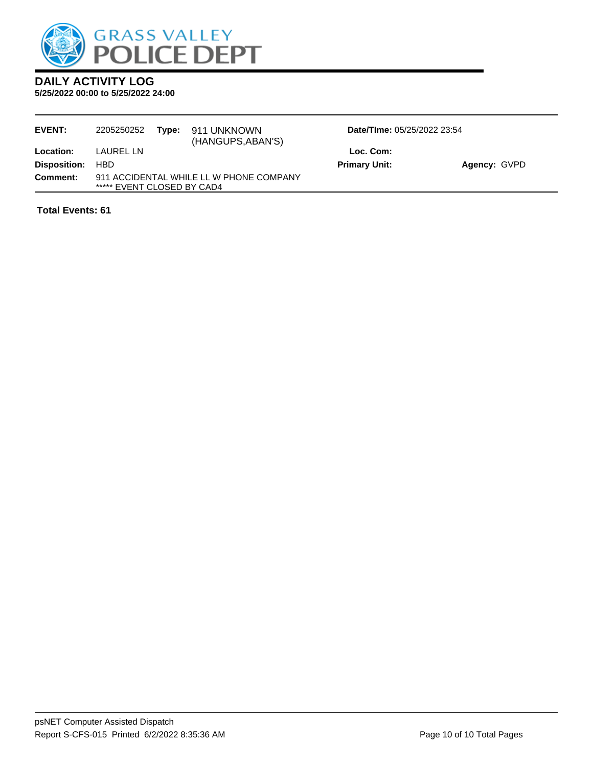# GRASS VALLEY POLICE DEPT

## DAILY ACTIVITY LOG
**5/25/2022 00:00 to 5/25/2022 24:00**

| | | | | | |
|---|---|---|---|---|---|
| **EVENT:** | 2205250252 | **Type:** | 911 UNKNOWN (HANGUPS,ABAN'S) | **Date/TIme:** 05/25/2022 23:54 | |
| **Location:** | LAUREL LN | | | **Loc. Com:** | |
| **Disposition:** | HBD | | | **Primary Unit:** | **Agency:** GVPD |
| **Comment:** | 911 ACCIDENTAL WHILE LL W PHONE COMPANY ***** EVENT CLOSED BY CAD4 | | | | |

**Total Events: 61**

psNET Computer Assisted Dispatch
Report S-CFS-015 Printed 6/2/2022 8:35:36 AM